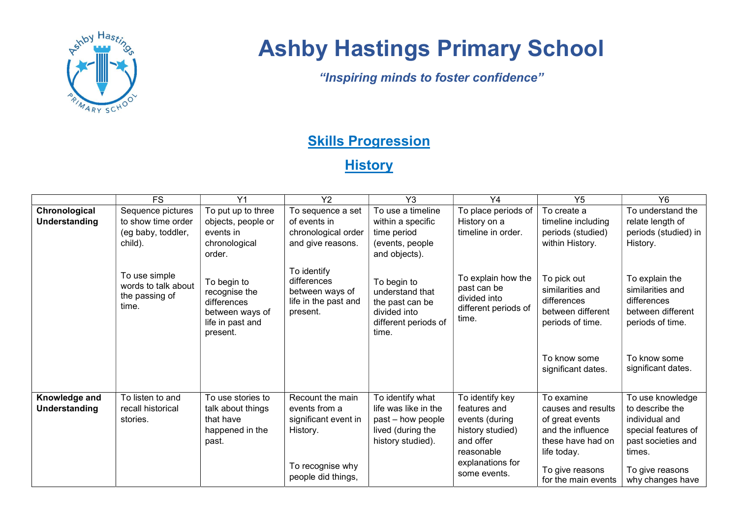# Ashby Hastings Primary School

*"Inspiring minds to foster confidence"*

## Skills Progression

## History

| | FS | Y1 | Y2 | Y3 | Y4 | Y5 | Y6 |
|---|---|---|---|---|---|---|---|
| **Chronological Understanding** | Sequence pictures to show time order (eg baby, toddler, child).<br><br>To use simple words to talk about the passing of time. | To put up to three objects, people or events in chronological order.<br><br>To begin to recognise the differences between ways of life in past and present. | To sequence a set of events in chronological order and give reasons.<br><br>To identify differences between ways of life in the past and present. | To use a timeline within a specific time period (events, people and objects).<br><br>To begin to understand that the past can be divided into different periods of time. | To place periods of History on a timeline in order.<br><br>To explain how the past can be divided into different periods of time. | To create a timeline including periods (studied) within History.<br><br>To pick out similarities and differences between different periods of time.<br><br>To know some significant dates. | To understand the relate length of periods (studied) in History.<br><br>To explain the similarities and differences between different periods of time.<br><br>To know some significant dates. |
| **Knowledge and Understanding** | To listen to and recall historical stories. | To use stories to talk about things that have happened in the past. | Recount the main events from a significant event in History.<br><br>To recognise why people did things, | To identify what life was like in the past – how people lived (during the history studied). | To identify key features and events (during history studied) and offer reasonable explanations for some events. | To examine causes and results of great events and the influence these have had on life today.<br><br>To give reasons for the main events | To use knowledge to describe the individual and special features of past societies and times.<br><br>To give reasons why changes have |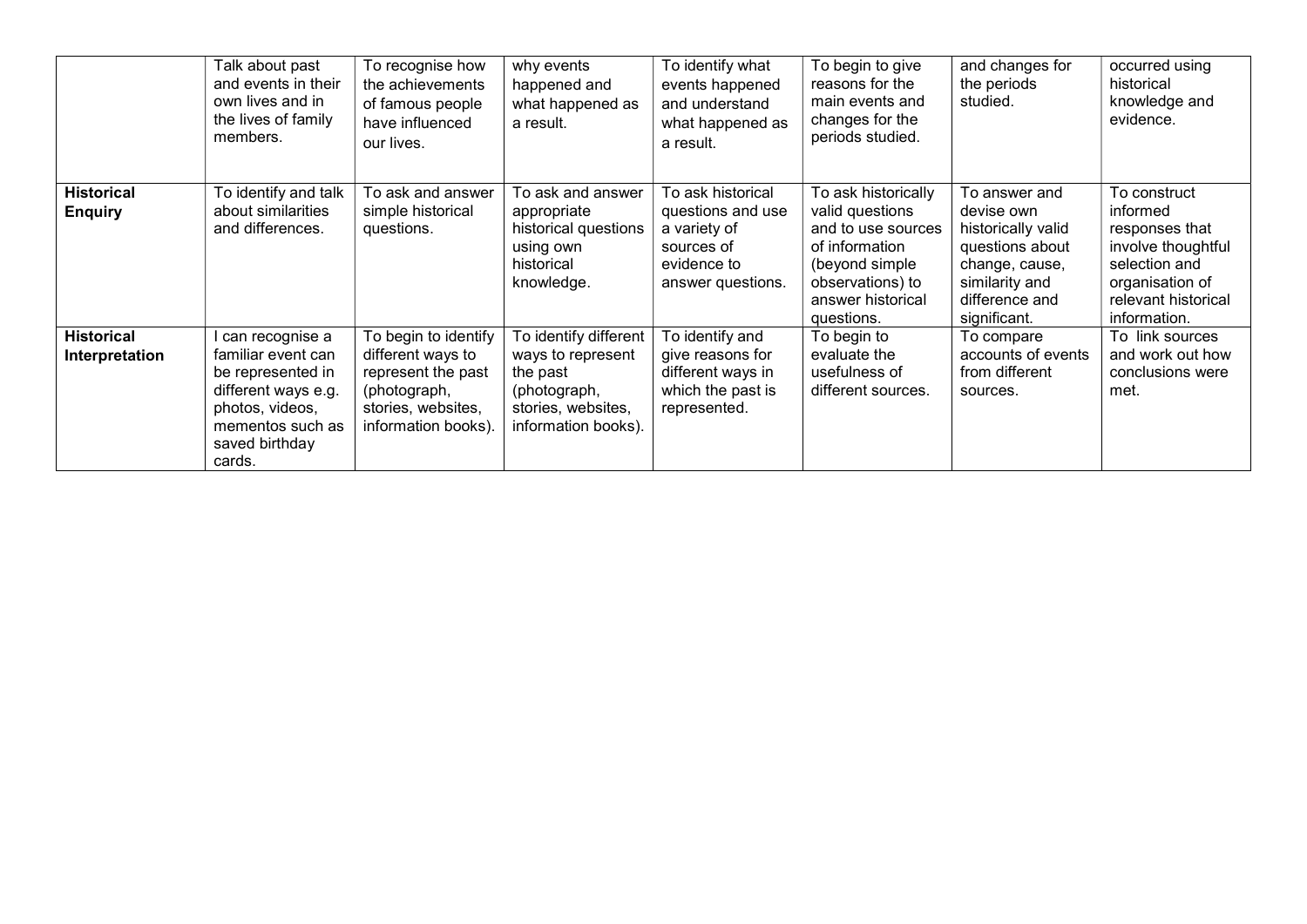| | | | | | | | |
|---|---|---|---|---|---|---|---|
| | Talk about past and events in their own lives and in the lives of family members. | To recognise how the achievements of famous people have influenced our lives. | why events happened and what happened as a result. | To identify what events happened and understand what happened as a result. | To begin to give reasons for the main events and changes for the periods studied. | and changes for the periods studied. | occurred using historical knowledge and evidence. |
| **Historical Enquiry** | To identify and talk about similarities and differences. | To ask and answer simple historical questions. | To ask and answer appropriate historical questions using own historical knowledge. | To ask historical questions and use a variety of sources of evidence to answer questions. | To ask historically valid questions and to use sources of information (beyond simple observations) to answer historical questions. | To answer and devise own historically valid questions about change, cause, similarity and difference and significant. | To construct informed responses that involve thoughtful selection and organisation of relevant historical information. |
| **Historical Interpretation** | I can recognise a familiar event can be represented in different ways e.g. photos, videos, mementos such as saved birthday cards. | To begin to identify different ways to represent the past (photograph, stories, websites, information books). | To identify different ways to represent the past (photograph, stories, websites, information books). | To identify and give reasons for different ways in which the past is represented. | To begin to evaluate the usefulness of different sources. | To compare accounts of events from different sources. | To link sources and work out how conclusions were met. |